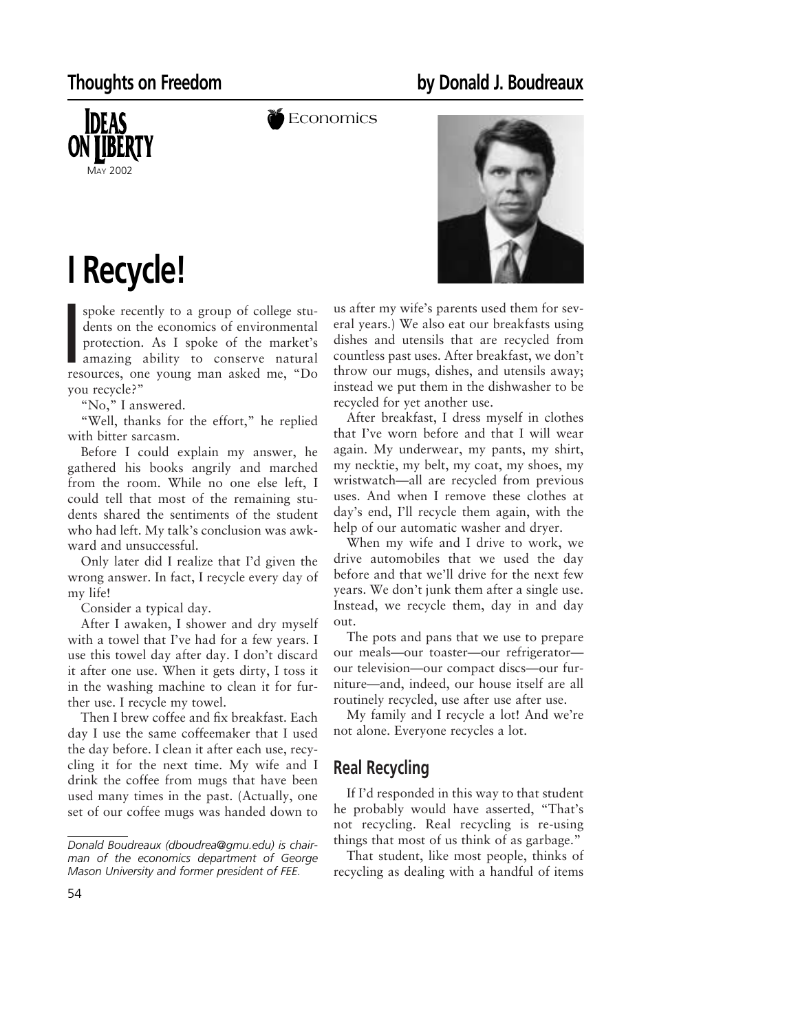# I Recycle!

I spoke recently to a group of college students on the economics of environmental protection. As I spoke of the market's amazing ability to conserve natural resources, one young man asked me, "Do you recycle?"

"No," I answered.

"Well, thanks for the effort," he replied with bitter sarcasm.

Before I could explain my answer, he gathered his books angrily and marched from the room. While no one else left, I could tell that most of the remaining students shared the sentiments of the student who had left. My talk's conclusion was awkward and unsuccessful.

Only later did I realize that I'd given the wrong answer. In fact, I recycle every day of my life!

Consider a typical day.

After I awaken, I shower and dry myself with a towel that I've had for a few years. I use this towel day after day. I don't discard it after one use. When it gets dirty, I toss it in the washing machine to clean it for further use. I recycle my towel.

Then I brew coffee and fix breakfast. Each day I use the same coffeemaker that I used the day before. I clean it after each use, recycling it for the next time. My wife and I drink the coffee from mugs that have been used many times in the past. (Actually, one set of our coffee mugs was handed down to us after my wife's parents used them for several years.) We also eat our breakfasts using dishes and utensils that are recycled from countless past uses. After breakfast, we don't throw our mugs, dishes, and utensils away; instead we put them in the dishwasher to be recycled for yet another use.

After breakfast, I dress myself in clothes that I've worn before and that I will wear again. My underwear, my pants, my shirt, my necktie, my belt, my coat, my shoes, my wristwatch—all are recycled from previous uses. And when I remove these clothes at day's end, I'll recycle them again, with the help of our automatic washer and dryer.

When my wife and I drive to work, we drive automobiles that we used the day before and that we'll drive for the next few years. We don't junk them after a single use. Instead, we recycle them, day in and day out.

The pots and pans that we use to prepare our meals—our toaster—our refrigerator—our television—our compact discs—our furniture—and, indeed, our house itself are all routinely recycled, use after use after use.

My family and I recycle a lot! And we're not alone. Everyone recycles a lot.

## Real Recycling

If I'd responded in this way to that student he probably would have asserted, "That's not recycling. Real recycling is re-using things that most of us think of as garbage."

That student, like most people, thinks of recycling as dealing with a handful of items

---

*Donald Boudreaux (dboudrea@gmu.edu) is chairman of the economics department of George Mason University and former president of FEE.*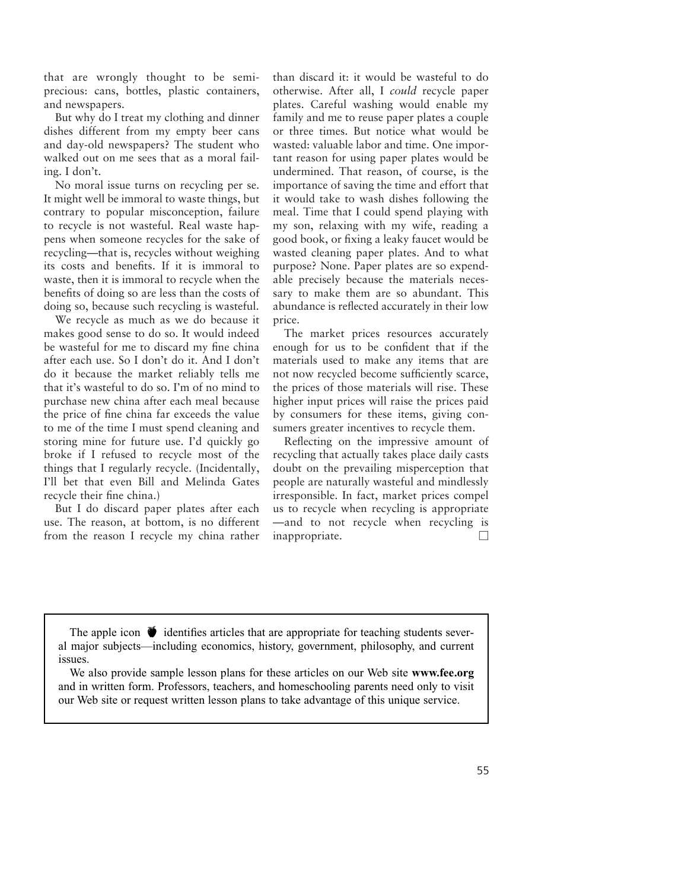that are wrongly thought to be semi-precious: cans, bottles, plastic containers, and newspapers.

But why do I treat my clothing and dinner dishes different from my empty beer cans and day-old newspapers? The student who walked out on me sees that as a moral failing. I don't.

No moral issue turns on recycling per se. It might well be immoral to waste things, but contrary to popular misconception, failure to recycle is not wasteful. Real waste happens when someone recycles for the sake of recycling—that is, recycles without weighing its costs and benefits. If it is immoral to waste, then it is immoral to recycle when the benefits of doing so are less than the costs of doing so, because such recycling is wasteful.

We recycle as much as we do because it makes good sense to do so. It would indeed be wasteful for me to discard my fine china after each use. So I don't do it. And I don't do it because the market reliably tells me that it's wasteful to do so. I'm of no mind to purchase new china after each meal because the price of fine china far exceeds the value to me of the time I must spend cleaning and storing mine for future use. I'd quickly go broke if I refused to recycle most of the things that I regularly recycle. (Incidentally, I'll bet that even Bill and Melinda Gates recycle their fine china.)

But I do discard paper plates after each use. The reason, at bottom, is no different from the reason I recycle my china rather than discard it: it would be wasteful to do otherwise. After all, I *could* recycle paper plates. Careful washing would enable my family and me to reuse paper plates a couple or three times. But notice what would be wasted: valuable labor and time. One important reason for using paper plates would be undermined. That reason, of course, is the importance of saving the time and effort that it would take to wash dishes following the meal. Time that I could spend playing with my son, relaxing with my wife, reading a good book, or fixing a leaky faucet would be wasted cleaning paper plates. And to what purpose? None. Paper plates are so expendable precisely because the materials necessary to make them are so abundant. This abundance is reflected accurately in their low price.

The market prices resources accurately enough for us to be confident that if the materials used to make any items that are not now recycled become sufficiently scarce, the prices of those materials will rise. These higher input prices will raise the prices paid by consumers for these items, giving consumers greater incentives to recycle them.

Reflecting on the impressive amount of recycling that actually takes place daily casts doubt on the prevailing misperception that people are naturally wasteful and mindlessly irresponsible. In fact, market prices compel us to recycle when recycling is appropriate —and to not recycle when recycling is inappropriate. □

The apple icon 🍎 identifies articles that are appropriate for teaching students several major subjects—including economics, history, government, philosophy, and current issues.

We also provide sample lesson plans for these articles on our Web site **www.fee.org** and in written form. Professors, teachers, and homeschooling parents need only to visit our Web site or request written lesson plans to take advantage of this unique service.